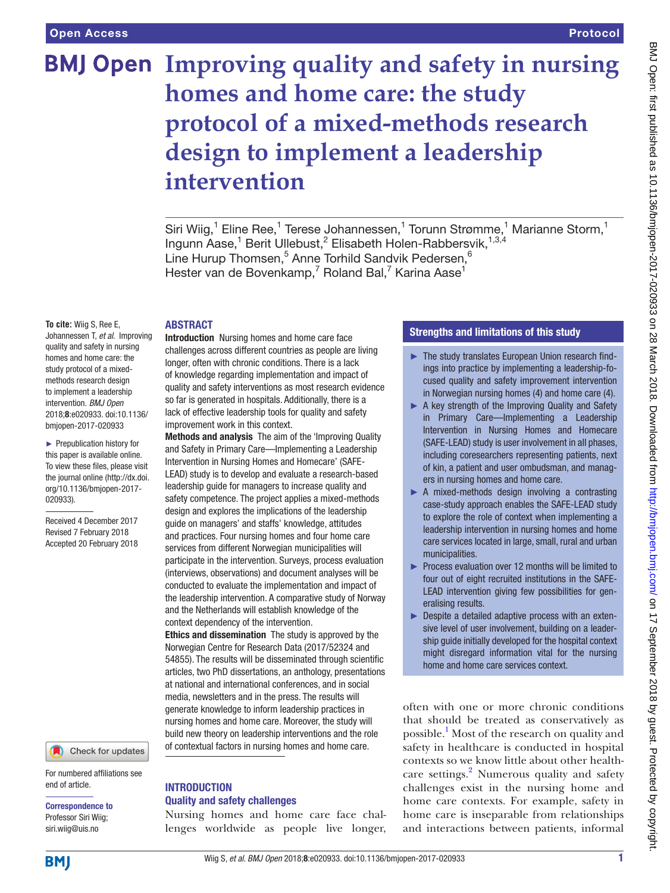# Improving quality and safety in nursing homes and home care: the study protocol of a mixed-methods research design to implement a leadership intervention

Siri Wiig,[1] Eline Ree,[1] Terese Johannessen,[1] Torunn Strømme,[1] Marianne Storm,[1] Ingunn Aase,[1] Berit Ullebust,[2] Elisabeth Holen-Rabbersvik,[1,3,4] Line Hurup Thomsen,[5] Anne Torhild Sandvik Pedersen,[6] Hester van de Bovenkamp,[7] Roland Bal,[7] Karina Aase[1]

**To cite:** Wiig S, Ree E, Johannessen T, *et al*. Improving quality and safety in nursing homes and home care: the study protocol of a mixed-methods research design to implement a leadership intervention. *BMJ Open* 2018;**8**:e020933. doi:10.1136/bmjopen-2017-020933

► Prepublication history for this paper is available online. To view these files, please visit the journal online (http://dx.doi.org/10.1136/bmjopen-2017-020933).

Received 4 December 2017
Revised 7 February 2018
Accepted 20 February 2018

## ABSTRACT

**Introduction** Nursing homes and home care face challenges across different countries as people are living longer, often with chronic conditions. There is a lack of knowledge regarding implementation and impact of quality and safety interventions as most research evidence so far is generated in hospitals. Additionally, there is a lack of effective leadership tools for quality and safety improvement work in this context.

**Methods and analysis** The aim of the 'Improving Quality and Safety in Primary Care—Implementing a Leadership Intervention in Nursing Homes and Homecare' (SAFE-LEAD) study is to develop and evaluate a research-based leadership guide for managers to increase quality and safety competence. The project applies a mixed-methods design and explores the implications of the leadership guide on managers' and staffs' knowledge, attitudes and practices. Four nursing homes and four home care services from different Norwegian municipalities will participate in the intervention. Surveys, process evaluation (interviews, observations) and document analyses will be conducted to evaluate the implementation and impact of the leadership intervention. A comparative study of Norway and the Netherlands will establish knowledge of the context dependency of the intervention.

**Ethics and dissemination** The study is approved by the Norwegian Centre for Research Data (2017/52324 and 54855). The results will be disseminated through scientific articles, two PhD dissertations, an anthology, presentations at national and international conferences, and in social media, newsletters and in the press. The results will generate knowledge to inform leadership practices in nursing homes and home care. Moreover, the study will build new theory on leadership interventions and the role of contextual factors in nursing homes and home care.

## Strengths and limitations of this study

- ► The study translates European Union research findings into practice by implementing a leadership-focused quality and safety improvement intervention in Norwegian nursing homes (4) and home care (4).
- ► A key strength of the Improving Quality and Safety in Primary Care—Implementing a Leadership Intervention in Nursing Homes and Homecare (SAFE-LEAD) study is user involvement in all phases, including coresearchers representing patients, next of kin, a patient and user ombudsman, and managers in nursing homes and home care.
- ► A mixed-methods design involving a contrasting case-study approach enables the SAFE-LEAD study to explore the role of context when implementing a leadership intervention in nursing homes and home care services located in large, small, rural and urban municipalities.
- ► Process evaluation over 12 months will be limited to four out of eight recruited institutions in the SAFE-LEAD intervention giving few possibilities for generalising results.
- ► Despite a detailed adaptive process with an extensive level of user involvement, building on a leadership guide initially developed for the hospital context might disregard information vital for the nursing home and home care services context.

## INTRODUCTION

### Quality and safety challenges

Nursing homes and home care face challenges worldwide as people live longer, often with one or more chronic conditions that should be treated as conservatively as possible.[1] Most of the research on quality and safety in healthcare is conducted in hospital contexts so we know little about other healthcare settings.[2] Numerous quality and safety challenges exist in the nursing home and home care contexts. For example, safety in home care is inseparable from relationships and interactions between patients, informal

For numbered affiliations see end of article.

**Correspondence to**
Professor Siri Wiig;
siri.wiig@uis.no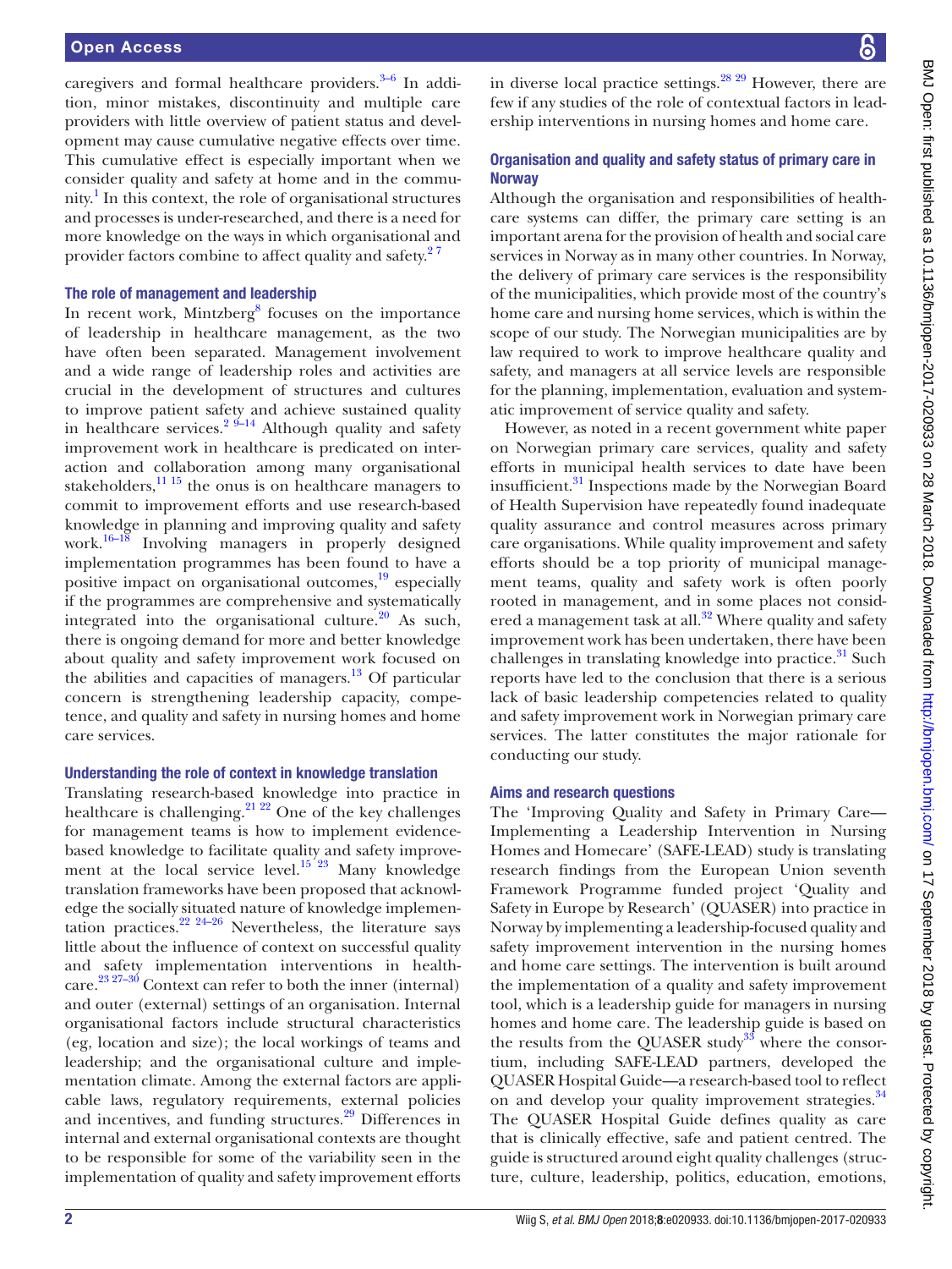caregivers and formal healthcare providers.[3–6] In addition, minor mistakes, discontinuity and multiple care providers with little overview of patient status and development may cause cumulative negative effects over time. This cumulative effect is especially important when we consider quality and safety at home and in the community.[1] In this context, the role of organisational structures and processes is under-researched, and there is a need for more knowledge on the ways in which organisational and provider factors combine to affect quality and safety.[2 7]

### The role of management and leadership

In recent work, Mintzberg[8] focuses on the importance of leadership in healthcare management, as the two have often been separated. Management involvement and a wide range of leadership roles and activities are crucial in the development of structures and cultures to improve patient safety and achieve sustained quality in healthcare services.[2 9–14] Although quality and safety improvement work in healthcare is predicated on interaction and collaboration among many organisational stakeholders,[11 15] the onus is on healthcare managers to commit to improvement efforts and use research-based knowledge in planning and improving quality and safety work.[16–18] Involving managers in properly designed implementation programmes has been found to have a positive impact on organisational outcomes,[19] especially if the programmes are comprehensive and systematically integrated into the organisational culture.[20] As such, there is ongoing demand for more and better knowledge about quality and safety improvement work focused on the abilities and capacities of managers.[13] Of particular concern is strengthening leadership capacity, competence, and quality and safety in nursing homes and home care services.

### Understanding the role of context in knowledge translation

Translating research-based knowledge into practice in healthcare is challenging.[21 22] One of the key challenges for management teams is how to implement evidence-based knowledge to facilitate quality and safety improvement at the local service level.[15 23] Many knowledge translation frameworks have been proposed that acknowledge the socially situated nature of knowledge implementation practices.[22 24–26] Nevertheless, the literature says little about the influence of context on successful quality and safety implementation interventions in healthcare.[23 27–30] Context can refer to both the inner (internal) and outer (external) settings of an organisation. Internal organisational factors include structural characteristics (eg, location and size); the local workings of teams and leadership; and the organisational culture and implementation climate. Among the external factors are applicable laws, regulatory requirements, external policies and incentives, and funding structures.[29] Differences in internal and external organisational contexts are thought to be responsible for some of the variability seen in the implementation of quality and safety improvement efforts in diverse local practice settings.[28 29] However, there are few if any studies of the role of contextual factors in leadership interventions in nursing homes and home care.

### Organisation and quality and safety status of primary care in Norway

Although the organisation and responsibilities of healthcare systems can differ, the primary care setting is an important arena for the provision of health and social care services in Norway as in many other countries. In Norway, the delivery of primary care services is the responsibility of the municipalities, which provide most of the country's home care and nursing home services, which is within the scope of our study. The Norwegian municipalities are by law required to work to improve healthcare quality and safety, and managers at all service levels are responsible for the planning, implementation, evaluation and systematic improvement of service quality and safety.

However, as noted in a recent government white paper on Norwegian primary care services, quality and safety efforts in municipal health services to date have been insufficient.[31] Inspections made by the Norwegian Board of Health Supervision have repeatedly found inadequate quality assurance and control measures across primary care organisations. While quality improvement and safety efforts should be a top priority of municipal management teams, quality and safety work is often poorly rooted in management, and in some places not considered a management task at all.[32] Where quality and safety improvement work has been undertaken, there have been challenges in translating knowledge into practice.[31] Such reports have led to the conclusion that there is a serious lack of basic leadership competencies related to quality and safety improvement work in Norwegian primary care services. The latter constitutes the major rationale for conducting our study.

### Aims and research questions

The 'Improving Quality and Safety in Primary Care—Implementing a Leadership Intervention in Nursing Homes and Homecare' (SAFE-LEAD) study is translating research findings from the European Union seventh Framework Programme funded project 'Quality and Safety in Europe by Research' (QUASER) into practice in Norway by implementing a leadership-focused quality and safety improvement intervention in the nursing homes and home care settings. The intervention is built around the implementation of a quality and safety improvement tool, which is a leadership guide for managers in nursing homes and home care. The leadership guide is based on the results from the QUASER study[33] where the consortium, including SAFE-LEAD partners, developed the QUASER Hospital Guide—a research-based tool to reflect on and develop your quality improvement strategies.[34] The QUASER Hospital Guide defines quality as care that is clinically effective, safe and patient centred. The guide is structured around eight quality challenges (structure, culture, leadership, politics, education, emotions,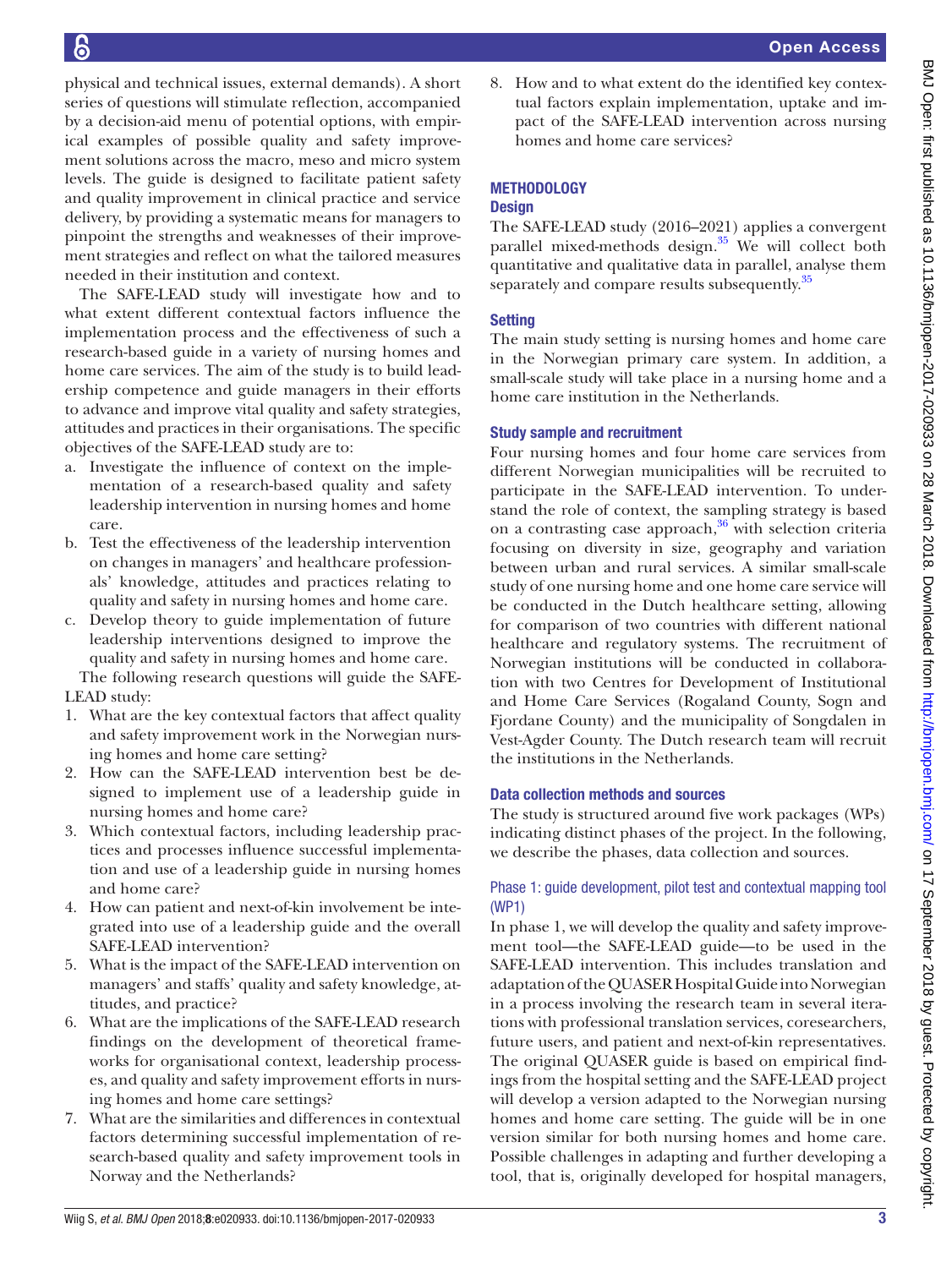physical and technical issues, external demands). A short series of questions will stimulate reflection, accompanied by a decision-aid menu of potential options, with empirical examples of possible quality and safety improvement solutions across the macro, meso and micro system levels. The guide is designed to facilitate patient safety and quality improvement in clinical practice and service delivery, by providing a systematic means for managers to pinpoint the strengths and weaknesses of their improvement strategies and reflect on what the tailored measures needed in their institution and context.

The SAFE-LEAD study will investigate how and to what extent different contextual factors influence the implementation process and the effectiveness of such a research-based guide in a variety of nursing homes and home care services. The aim of the study is to build leadership competence and guide managers in their efforts to advance and improve vital quality and safety strategies, attitudes and practices in their organisations. The specific objectives of the SAFE-LEAD study are to:

a. Investigate the influence of context on the implementation of a research-based quality and safety leadership intervention in nursing homes and home care.
b. Test the effectiveness of the leadership intervention on changes in managers' and healthcare professionals' knowledge, attitudes and practices relating to quality and safety in nursing homes and home care.
c. Develop theory to guide implementation of future leadership interventions designed to improve the quality and safety in nursing homes and home care.

The following research questions will guide the SAFE-LEAD study:

1. What are the key contextual factors that affect quality and safety improvement work in the Norwegian nursing homes and home care setting?
2. How can the SAFE-LEAD intervention best be designed to implement use of a leadership guide in nursing homes and home care?
3. Which contextual factors, including leadership practices and processes influence successful implementation and use of a leadership guide in nursing homes and home care?
4. How can patient and next-of-kin involvement be integrated into use of a leadership guide and the overall SAFE-LEAD intervention?
5. What is the impact of the SAFE-LEAD intervention on managers' and staffs' quality and safety knowledge, attitudes, and practice?
6. What are the implications of the SAFE-LEAD research findings on the development of theoretical frameworks for organisational context, leadership processes, and quality and safety improvement efforts in nursing homes and home care settings?
7. What are the similarities and differences in contextual factors determining successful implementation of research-based quality and safety improvement tools in Norway and the Netherlands?
8. How and to what extent do the identified key contextual factors explain implementation, uptake and impact of the SAFE-LEAD intervention across nursing homes and home care services?

## METHODOLOGY

### Design

The SAFE-LEAD study (2016–2021) applies a convergent parallel mixed-methods design.[35] We will collect both quantitative and qualitative data in parallel, analyse them separately and compare results subsequently.[35]

### Setting

The main study setting is nursing homes and home care in the Norwegian primary care system. In addition, a small-scale study will take place in a nursing home and a home care institution in the Netherlands.

### Study sample and recruitment

Four nursing homes and four home care services from different Norwegian municipalities will be recruited to participate in the SAFE-LEAD intervention. To understand the role of context, the sampling strategy is based on a contrasting case approach,[36] with selection criteria focusing on diversity in size, geography and variation between urban and rural services. A similar small-scale study of one nursing home and one home care service will be conducted in the Dutch healthcare setting, allowing for comparison of two countries with different national healthcare and regulatory systems. The recruitment of Norwegian institutions will be conducted in collaboration with two Centres for Development of Institutional and Home Care Services (Rogaland County, Sogn and Fjordane County) and the municipality of Songdalen in Vest-Agder County. The Dutch research team will recruit the institutions in the Netherlands.

### Data collection methods and sources

The study is structured around five work packages (WPs) indicating distinct phases of the project. In the following, we describe the phases, data collection and sources.

#### Phase 1: guide development, pilot test and contextual mapping tool (WP1)

In phase 1, we will develop the quality and safety improvement tool—the SAFE-LEAD guide—to be used in the SAFE-LEAD intervention. This includes translation and adaptation of the QUASER Hospital Guide into Norwegian in a process involving the research team in several iterations with professional translation services, coresearchers, future users, and patient and next-of-kin representatives. The original QUASER guide is based on empirical findings from the hospital setting and the SAFE-LEAD project will develop a version adapted to the Norwegian nursing homes and home care setting. The guide will be in one version similar for both nursing homes and home care. Possible challenges in adapting and further developing a tool, that is, originally developed for hospital managers,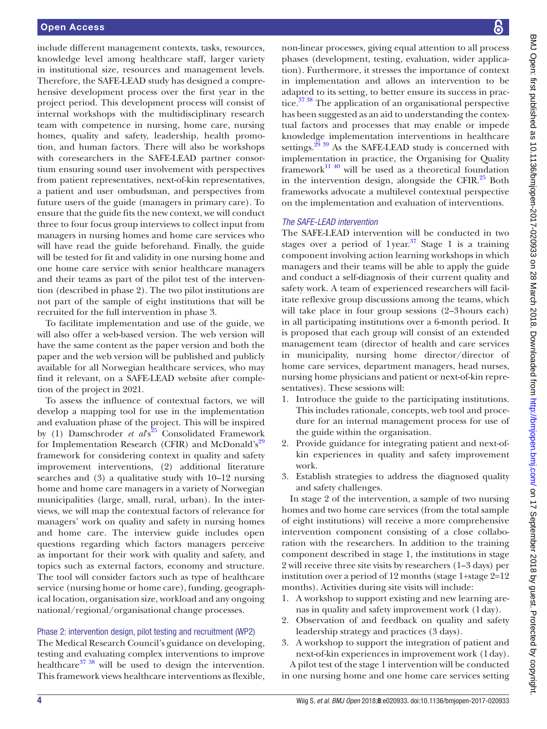include different management contexts, tasks, resources, knowledge level among healthcare staff, larger variety in institutional size, resources and management levels. Therefore, the SAFE-LEAD study has designed a comprehensive development process over the first year in the project period. This development process will consist of internal workshops with the multidisciplinary research team with competence in nursing, home care, nursing homes, quality and safety, leadership, health promotion, and human factors. There will also be workshops with coresearchers in the SAFE-LEAD partner consortium ensuring sound user involvement with perspectives from patient representatives, next-of-kin representatives, a patient and user ombudsman, and perspectives from future users of the guide (managers in primary care). To ensure that the guide fits the new context, we will conduct three to four focus group interviews to collect input from managers in nursing homes and home care services who will have read the guide beforehand. Finally, the guide will be tested for fit and validity in one nursing home and one home care service with senior healthcare managers and their teams as part of the pilot test of the intervention (described in phase 2). The two pilot institutions are not part of the sample of eight institutions that will be recruited for the full intervention in phase 3.

To facilitate implementation and use of the guide, we will also offer a web-based version. The web version will have the same content as the paper version and both the paper and the web version will be published and publicly available for all Norwegian healthcare services, who may find it relevant, on a SAFE-LEAD website after completion of the project in 2021.

To assess the influence of contextual factors, we will develop a mapping tool for use in the implementation and evaluation phase of the project. This will be inspired by (1) Damschroder *et al*'s[25] Consolidated Framework for Implementation Research (CFIR) and McDonald's[29] framework for considering context in quality and safety improvement interventions, (2) additional literature searches and (3) a qualitative study with 10–12 nursing home and home care managers in a variety of Norwegian municipalities (large, small, rural, urban). In the interviews, we will map the contextual factors of relevance for managers' work on quality and safety in nursing homes and home care. The interview guide includes open questions regarding which factors managers perceive as important for their work with quality and safety, and topics such as external factors, economy and structure. The tool will consider factors such as type of healthcare service (nursing home or home care), funding, geographical location, organisation size, workload and any ongoing national/regional/organisational change processes.

### Phase 2: intervention design, pilot testing and recruitment (WP2)

The Medical Research Council's guidance on developing, testing and evaluating complex interventions to improve healthcare[37 38] will be used to design the intervention. This framework views healthcare interventions as flexible, non-linear processes, giving equal attention to all process phases (development, testing, evaluation, wider application). Furthermore, it stresses the importance of context in implementation and allows an intervention to be adapted to its setting, to better ensure its success in practice.[37 38] The application of an organisational perspective has been suggested as an aid to understanding the contextual factors and processes that may enable or impede knowledge implementation interventions in healthcare settings.[29 39] As the SAFE-LEAD study is concerned with implementation in practice, the Organising for Quality framework[11 40] will be used as a theoretical foundation in the intervention design, alongside the CFIR.[25] Both frameworks advocate a multilevel contextual perspective on the implementation and evaluation of interventions.

#### *The SAFE-LEAD intervention*

The SAFE-LEAD intervention will be conducted in two stages over a period of 1 year.[37] Stage 1 is a training component involving action learning workshops in which managers and their teams will be able to apply the guide and conduct a self-diagnosis of their current quality and safety work. A team of experienced researchers will facilitate reflexive group discussions among the teams, which will take place in four group sessions (2–3 hours each) in all participating institutions over a 6-month period. It is proposed that each group will consist of an extended management team (director of health and care services in municipality, nursing home director/director of home care services, department managers, head nurses, nursing home physicians and patient or next-of-kin representatives). These sessions will:

1. Introduce the guide to the participating institutions. This includes rationale, concepts, web tool and procedure for an internal management process for use of the guide within the organisation.
2. Provide guidance for integrating patient and next-of-kin experiences in quality and safety improvement work.
3. Establish strategies to address the diagnosed quality and safety challenges.

In stage 2 of the intervention, a sample of two nursing homes and two home care services (from the total sample of eight institutions) will receive a more comprehensive intervention component consisting of a close collaboration with the researchers. In addition to the training component described in stage 1, the institutions in stage 2 will receive three site visits by researchers (1–3 days) per institution over a period of 12 months (stage 1+stage 2=12 months). Activities during site visits will include:

1. A workshop to support existing and new learning arenas in quality and safety improvement work (1 day).
2. Observation of and feedback on quality and safety leadership strategy and practices (3 days).
3. A workshop to support the integration of patient and next-of-kin experiences in improvement work (1 day).

A pilot test of the stage 1 intervention will be conducted in one nursing home and one home care services setting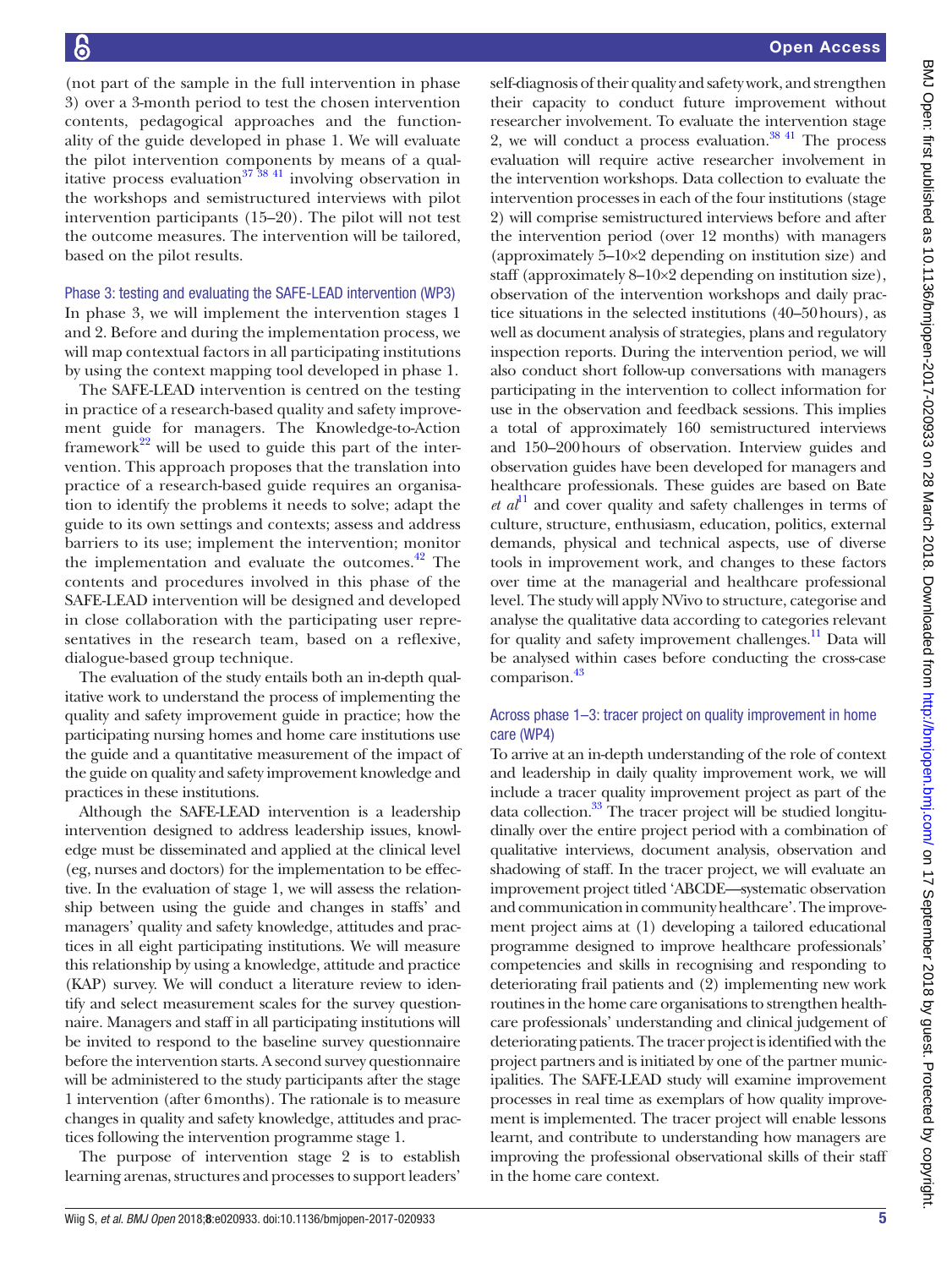(not part of the sample in the full intervention in phase 3) over a 3-month period to test the chosen intervention contents, pedagogical approaches and the functionality of the guide developed in phase 1. We will evaluate the pilot intervention components by means of a qualitative process evaluation[37 38 41] involving observation in the workshops and semistructured interviews with pilot intervention participants (15–20). The pilot will not test the outcome measures. The intervention will be tailored, based on the pilot results.

### Phase 3: testing and evaluating the SAFE-LEAD intervention (WP3)

In phase 3, we will implement the intervention stages 1 and 2. Before and during the implementation process, we will map contextual factors in all participating institutions by using the context mapping tool developed in phase 1.

The SAFE-LEAD intervention is centred on the testing in practice of a research-based quality and safety improvement guide for managers. The Knowledge-to-Action framework[22] will be used to guide this part of the intervention. This approach proposes that the translation into practice of a research-based guide requires an organisation to identify the problems it needs to solve; adapt the guide to its own settings and contexts; assess and address barriers to its use; implement the intervention; monitor the implementation and evaluate the outcomes.[42] The contents and procedures involved in this phase of the SAFE-LEAD intervention will be designed and developed in close collaboration with the participating user representatives in the research team, based on a reflexive, dialogue-based group technique.

The evaluation of the study entails both an in-depth qualitative work to understand the process of implementing the quality and safety improvement guide in practice; how the participating nursing homes and home care institutions use the guide and a quantitative measurement of the impact of the guide on quality and safety improvement knowledge and practices in these institutions.

Although the SAFE-LEAD intervention is a leadership intervention designed to address leadership issues, knowledge must be disseminated and applied at the clinical level (eg, nurses and doctors) for the implementation to be effective. In the evaluation of stage 1, we will assess the relationship between using the guide and changes in staffs' and managers' quality and safety knowledge, attitudes and practices in all eight participating institutions. We will measure this relationship by using a knowledge, attitude and practice (KAP) survey. We will conduct a literature review to identify and select measurement scales for the survey questionnaire. Managers and staff in all participating institutions will be invited to respond to the baseline survey questionnaire before the intervention starts. A second survey questionnaire will be administered to the study participants after the stage 1 intervention (after 6 months). The rationale is to measure changes in quality and safety knowledge, attitudes and practices following the intervention programme stage 1.

The purpose of intervention stage 2 is to establish learning arenas, structures and processes to support leaders' self-diagnosis of their quality and safety work, and strengthen their capacity to conduct future improvement without researcher involvement. To evaluate the intervention stage 2, we will conduct a process evaluation.[38 41] The process evaluation will require active researcher involvement in the intervention workshops. Data collection to evaluate the intervention processes in each of the four institutions (stage 2) will comprise semistructured interviews before and after the intervention period (over 12 months) with managers (approximately 5–10×2 depending on institution size) and staff (approximately 8–10×2 depending on institution size), observation of the intervention workshops and daily practice situations in the selected institutions (40–50 hours), as well as document analysis of strategies, plans and regulatory inspection reports. During the intervention period, we will also conduct short follow-up conversations with managers participating in the intervention to collect information for use in the observation and feedback sessions. This implies a total of approximately 160 semistructured interviews and 150–200 hours of observation. Interview guides and observation guides have been developed for managers and healthcare professionals. These guides are based on Bate *et al*[11] and cover quality and safety challenges in terms of culture, structure, enthusiasm, education, politics, external demands, physical and technical aspects, use of diverse tools in improvement work, and changes to these factors over time at the managerial and healthcare professional level. The study will apply NVivo to structure, categorise and analyse the qualitative data according to categories relevant for quality and safety improvement challenges.[11] Data will be analysed within cases before conducting the cross-case comparison.[43]

### Across phase 1–3: tracer project on quality improvement in home care (WP4)

To arrive at an in-depth understanding of the role of context and leadership in daily quality improvement work, we will include a tracer quality improvement project as part of the data collection.[33] The tracer project will be studied longitudinally over the entire project period with a combination of qualitative interviews, document analysis, observation and shadowing of staff. In the tracer project, we will evaluate an improvement project titled 'ABCDE—systematic observation and communication in community healthcare'. The improvement project aims at (1) developing a tailored educational programme designed to improve healthcare professionals' competencies and skills in recognising and responding to deteriorating frail patients and (2) implementing new work routines in the home care organisations to strengthen healthcare professionals' understanding and clinical judgement of deteriorating patients. The tracer project is identified with the project partners and is initiated by one of the partner municipalities. The SAFE-LEAD study will examine improvement processes in real time as exemplars of how quality improvement is implemented. The tracer project will enable lessons learnt, and contribute to understanding how managers are improving the professional observational skills of their staff in the home care context.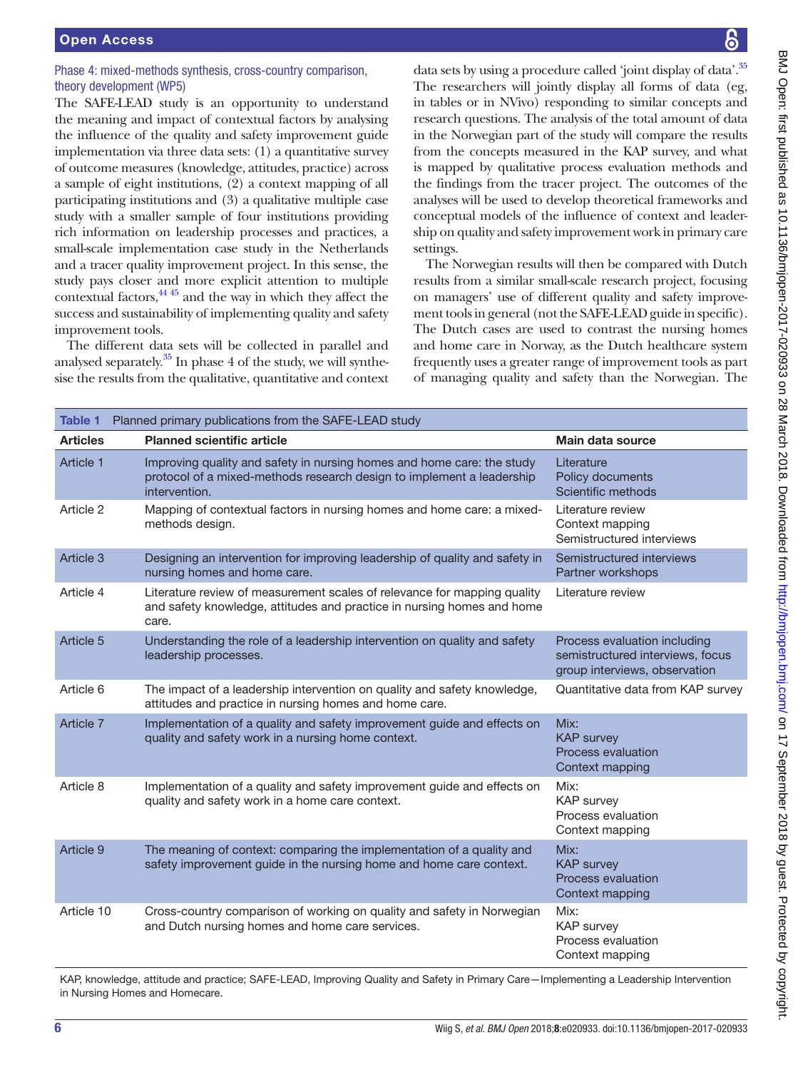### Phase 4: mixed-methods synthesis, cross-country comparison, theory development (WP5)

The SAFE-LEAD study is an opportunity to understand the meaning and impact of contextual factors by analysing the influence of the quality and safety improvement guide implementation via three data sets: (1) a quantitative survey of outcome measures (knowledge, attitudes, practice) across a sample of eight institutions, (2) a context mapping of all participating institutions and (3) a qualitative multiple case study with a smaller sample of four institutions providing rich information on leadership processes and practices, a small-scale implementation case study in the Netherlands and a tracer quality improvement project. In this sense, the study pays closer and more explicit attention to multiple contextual factors,[44 45] and the way in which they affect the success and sustainability of implementing quality and safety improvement tools.

The different data sets will be collected in parallel and analysed separately.[35] In phase 4 of the study, we will synthesise the results from the qualitative, quantitative and context data sets by using a procedure called 'joint display of data'.[35] The researchers will jointly display all forms of data (eg, in tables or in NVivo) responding to similar concepts and research questions. The analysis of the total amount of data in the Norwegian part of the study will compare the results from the concepts measured in the KAP survey, and what is mapped by qualitative process evaluation methods and the findings from the tracer project. The outcomes of the analyses will be used to develop theoretical frameworks and conceptual models of the influence of context and leadership on quality and safety improvement work in primary care settings.

The Norwegian results will then be compared with Dutch results from a similar small-scale research project, focusing on managers' use of different quality and safety improvement tools in general (not the SAFE-LEAD guide in specific). The Dutch cases are used to contrast the nursing homes and home care in Norway, as the Dutch healthcare system frequently uses a greater range of improvement tools as part of managing quality and safety than the Norwegian. The

**Table 1** Planned primary publications from the SAFE-LEAD study

| Articles | Planned scientific article | Main data source |
|---|---|---|
| Article 1 | Improving quality and safety in nursing homes and home care: the study protocol of a mixed-methods research design to implement a leadership intervention. | Literature<br>Policy documents<br>Scientific methods |
| Article 2 | Mapping of contextual factors in nursing homes and home care: a mixed-methods design. | Literature review<br>Context mapping<br>Semistructured interviews |
| Article 3 | Designing an intervention for improving leadership of quality and safety in nursing homes and home care. | Semistructured interviews<br>Partner workshops |
| Article 4 | Literature review of measurement scales of relevance for mapping quality and safety knowledge, attitudes and practice in nursing homes and home care. | Literature review |
| Article 5 | Understanding the role of a leadership intervention on quality and safety leadership processes. | Process evaluation including semistructured interviews, focus group interviews, observation |
| Article 6 | The impact of a leadership intervention on quality and safety knowledge, attitudes and practice in nursing homes and home care. | Quantitative data from KAP survey |
| Article 7 | Implementation of a quality and safety improvement guide and effects on quality and safety work in a nursing home context. | Mix:<br>KAP survey<br>Process evaluation<br>Context mapping |
| Article 8 | Implementation of a quality and safety improvement guide and effects on quality and safety work in a home care context. | Mix:<br>KAP survey<br>Process evaluation<br>Context mapping |
| Article 9 | The meaning of context: comparing the implementation of a quality and safety improvement guide in the nursing home and home care context. | Mix:<br>KAP survey<br>Process evaluation<br>Context mapping |
| Article 10 | Cross-country comparison of working on quality and safety in Norwegian and Dutch nursing homes and home care services. | Mix:<br>KAP survey<br>Process evaluation<br>Context mapping |

KAP, knowledge, attitude and practice; SAFE-LEAD, Improving Quality and Safety in Primary Care—Implementing a Leadership Intervention in Nursing Homes and Homecare.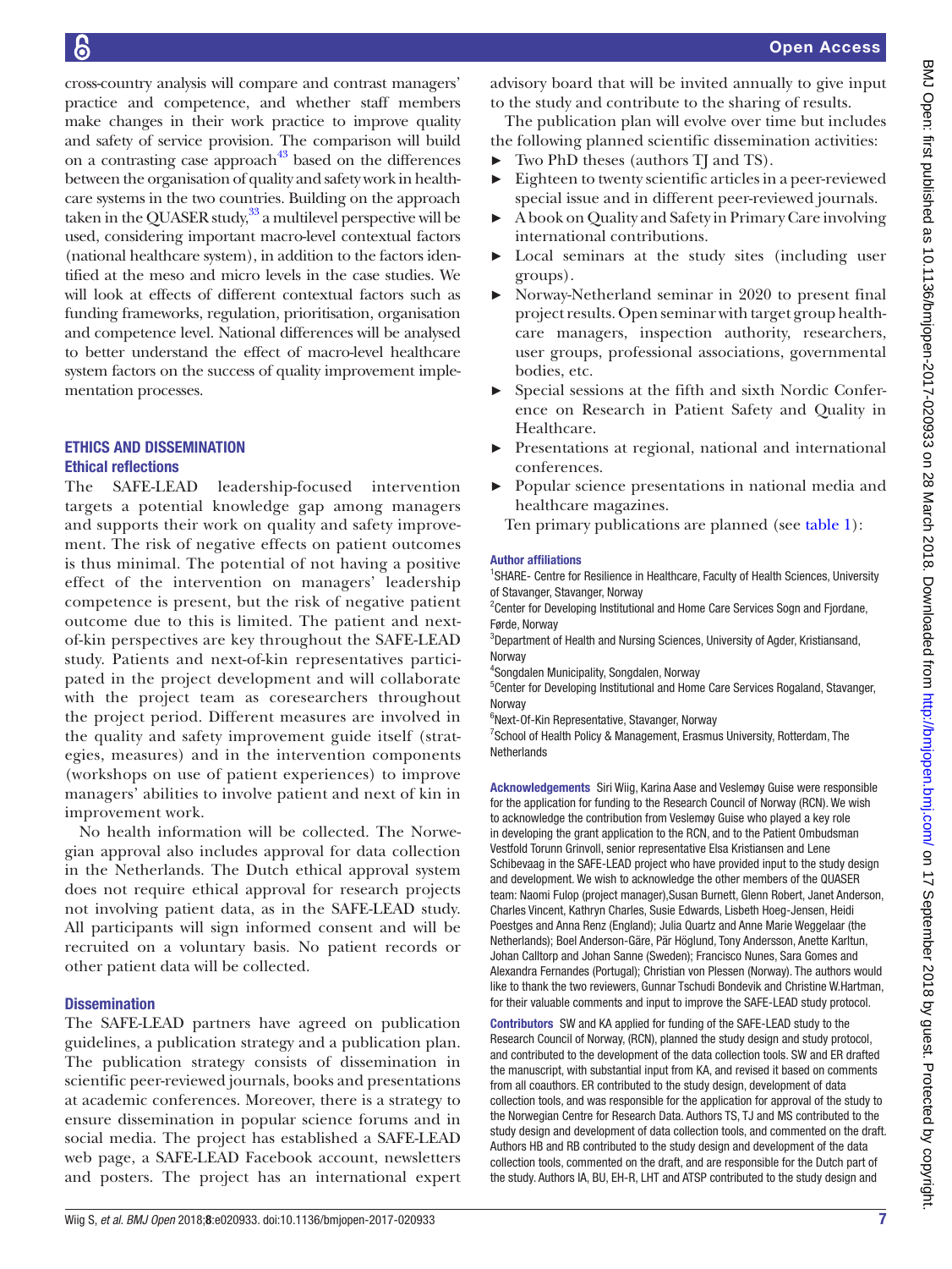cross-country analysis will compare and contrast managers' practice and competence, and whether staff members make changes in their work practice to improve quality and safety of service provision. The comparison will build on a contrasting case approach[43] based on the differences between the organisation of quality and safety work in healthcare systems in the two countries. Building on the approach taken in the QUASER study,[33] a multilevel perspective will be used, considering important macro-level contextual factors (national healthcare system), in addition to the factors identified at the meso and micro levels in the case studies. We will look at effects of different contextual factors such as funding frameworks, regulation, prioritisation, organisation and competence level. National differences will be analysed to better understand the effect of macro-level healthcare system factors on the success of quality improvement implementation processes.

## ETHICS AND DISSEMINATION

### Ethical reflections

The SAFE-LEAD leadership-focused intervention targets a potential knowledge gap among managers and supports their work on quality and safety improvement. The risk of negative effects on patient outcomes is thus minimal. The potential of not having a positive effect of the intervention on managers' leadership competence is present, but the risk of negative patient outcome due to this is limited. The patient and next-of-kin perspectives are key throughout the SAFE-LEAD study. Patients and next-of-kin representatives participated in the project development and will collaborate with the project team as coresearchers throughout the project period. Different measures are involved in the quality and safety improvement guide itself (strategies, measures) and in the intervention components (workshops on use of patient experiences) to improve managers' abilities to involve patient and next of kin in improvement work.

No health information will be collected. The Norwegian approval also includes approval for data collection in the Netherlands. The Dutch ethical approval system does not require ethical approval for research projects not involving patient data, as in the SAFE-LEAD study. All participants will sign informed consent and will be recruited on a voluntary basis. No patient records or other patient data will be collected.

### Dissemination

The SAFE-LEAD partners have agreed on publication guidelines, a publication strategy and a publication plan. The publication strategy consists of dissemination in scientific peer-reviewed journals, books and presentations at academic conferences. Moreover, there is a strategy to ensure dissemination in popular science forums and in social media. The project has established a SAFE-LEAD web page, a SAFE-LEAD Facebook account, newsletters and posters. The project has an international expert advisory board that will be invited annually to give input to the study and contribute to the sharing of results.

The publication plan will evolve over time but includes the following planned scientific dissemination activities:

- Two PhD theses (authors TJ and TS).
- Eighteen to twenty scientific articles in a peer-reviewed special issue and in different peer-reviewed journals.
- A book on Quality and Safety in Primary Care involving international contributions.
- Local seminars at the study sites (including user groups).
- Norway-Netherland seminar in 2020 to present final project results. Open seminar with target group healthcare managers, inspection authority, researchers, user groups, professional associations, governmental bodies, etc.
- Special sessions at the fifth and sixth Nordic Conference on Research in Patient Safety and Quality in Healthcare.
- Presentations at regional, national and international conferences.
- Popular science presentations in national media and healthcare magazines.

Ten primary publications are planned (see table 1):

**Author affiliations**

[1]SHARE- Centre for Resilience in Healthcare, Faculty of Health Sciences, University of Stavanger, Stavanger, Norway
[2]Center for Developing Institutional and Home Care Services Sogn and Fjordane, Førde, Norway
[3]Department of Health and Nursing Sciences, University of Agder, Kristiansand, Norway
[4]Songdalen Municipality, Songdalen, Norway
[5]Center for Developing Institutional and Home Care Services Rogaland, Stavanger, Norway
[6]Next-Of-Kin Representative, Stavanger, Norway
[7]School of Health Policy & Management, Erasmus University, Rotterdam, The Netherlands

**Acknowledgements** Siri Wiig, Karina Aase and Veslemøy Guise were responsible for the application for funding to the Research Council of Norway (RCN). We wish to acknowledge the contribution from Veslemøy Guise who played a key role in developing the grant application to the RCN, and to the Patient Ombudsman Vestfold Torunn Grinvoll, senior representative Elsa Kristiansen and Lene Schibevaag in the SAFE-LEAD project who have provided input to the study design and development. We wish to acknowledge the other members of the QUASER team: Naomi Fulop (project manager),Susan Burnett, Glenn Robert, Janet Anderson, Charles Vincent, Kathryn Charles, Susie Edwards, Lisbeth Hoeg-Jensen, Heidi Poestges and Anna Renz (England); Julia Quartz and Anne Marie Weggelaar (the Netherlands); Boel Anderson-Gäre, Pär Höglund, Tony Andersson, Anette Karltun, Johan Calltorp and Johan Sanne (Sweden); Francisco Nunes, Sara Gomes and Alexandra Fernandes (Portugal); Christian von Plessen (Norway). The authors would like to thank the two reviewers, Gunnar Tschudi Bondevik and Christine W.Hartman, for their valuable comments and input to improve the SAFE-LEAD study protocol.

**Contributors** SW and KA applied for funding of the SAFE-LEAD study to the Research Council of Norway, (RCN), planned the study design and study protocol, and contributed to the development of the data collection tools. SW and ER drafted the manuscript, with substantial input from KA, and revised it based on comments from all coauthors. ER contributed to the study design, development of data collection tools, and was responsible for the application for approval of the study to the Norwegian Centre for Research Data. Authors TS, TJ and MS contributed to the study design and development of data collection tools, and commented on the draft. Authors HB and RB contributed to the study design and development of the data collection tools, commented on the draft, and are responsible for the Dutch part of the study. Authors IA, BU, EH-R, LHT and ATSP contributed to the study design and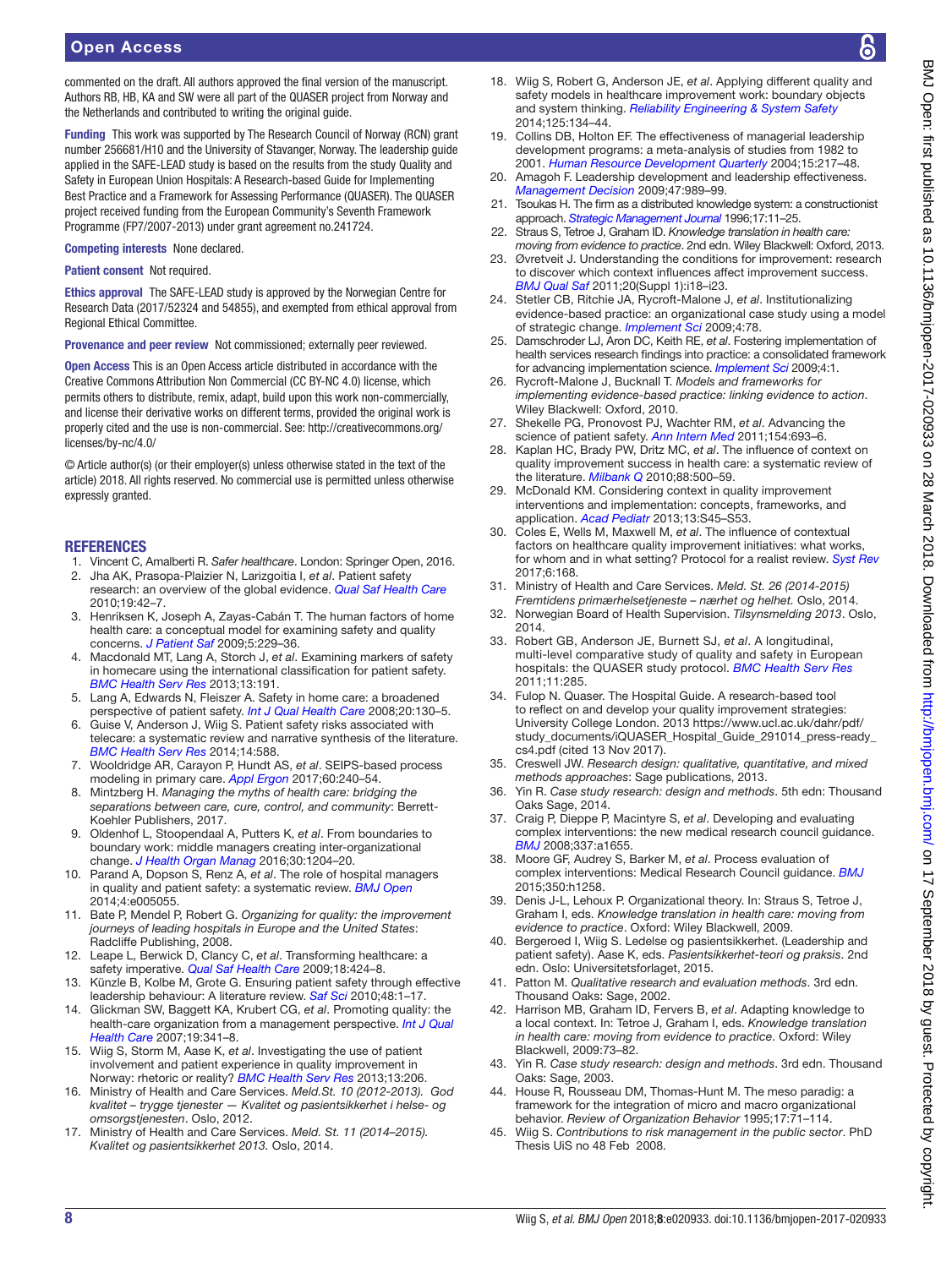commented on the draft. All authors approved the final version of the manuscript. Authors RB, HB, KA and SW were all part of the QUASER project from Norway and the Netherlands and contributed to writing the original guide.

**Funding** This work was supported by The Research Council of Norway (RCN) grant number 256681/H10 and the University of Stavanger, Norway. The leadership guide applied in the SAFE-LEAD study is based on the results from the study Quality and Safety in European Union Hospitals: A Research-based Guide for Implementing Best Practice and a Framework for Assessing Performance (QUASER). The QUASER project received funding from the European Community's Seventh Framework Programme (FP7/2007-2013) under grant agreement no.241724.

**Competing interests** None declared.

**Patient consent** Not required.

**Ethics approval** The SAFE-LEAD study is approved by the Norwegian Centre for Research Data (2017/52324 and 54855), and exempted from ethical approval from Regional Ethical Committee.

**Provenance and peer review** Not commissioned; externally peer reviewed.

**Open Access** This is an Open Access article distributed in accordance with the Creative Commons Attribution Non Commercial (CC BY-NC 4.0) license, which permits others to distribute, remix, adapt, build upon this work non-commercially, and license their derivative works on different terms, provided the original work is properly cited and the use is non-commercial. See: http://creativecommons.org/licenses/by-nc/4.0/

© Article author(s) (or their employer(s) unless otherwise stated in the text of the article) 2018. All rights reserved. No commercial use is permitted unless otherwise expressly granted.

## REFERENCES

1. Vincent C, Amalberti R. *Safer healthcare*. London: Springer Open, 2016.
2. Jha AK, Prasopa-Plaizier N, Larizgoitia I, *et al*. Patient safety research: an overview of the global evidence. *Qual Saf Health Care* 2010;19:42–7.
3. Henriksen K, Joseph A, Zayas-Cabán T. The human factors of home health care: a conceptual model for examining safety and quality concerns. *J Patient Saf* 2009;5:229–36.
4. Macdonald MT, Lang A, Storch J, *et al*. Examining markers of safety in homecare using the international classification for patient safety. *BMC Health Serv Res* 2013;13:191.
5. Lang A, Edwards N, Fleiszer A. Safety in home care: a broadened perspective of patient safety. *Int J Qual Health Care* 2008;20:130–5.
6. Guise V, Anderson J, Wiig S. Patient safety risks associated with telecare: a systematic review and narrative synthesis of the literature. *BMC Health Serv Res* 2014;14:588.
7. Wooldridge AR, Carayon P, Hundt AS, *et al*. SEIPS-based process modeling in primary care. *Appl Ergon* 2017;60:240–54.
8. Mintzberg H. *Managing the myths of health care: bridging the separations between care, cure, control, and community*: Berrett-Koehler Publishers, 2017.
9. Oldenhof L, Stoopendaal A, Putters K, *et al*. From boundaries to boundary work: middle managers creating inter-organizational change. *J Health Organ Manag* 2016;30:1204–20.
10. Parand A, Dopson S, Renz A, *et al*. The role of hospital managers in quality and patient safety: a systematic review. *BMJ Open* 2014;4:e005055.
11. Bate P, Mendel P, Robert G. *Organizing for quality: the improvement journeys of leading hospitals in Europe and the United States*: Radcliffe Publishing, 2008.
12. Leape L, Berwick D, Clancy C, *et al*. Transforming healthcare: a safety imperative. *Qual Saf Health Care* 2009;18:424–8.
13. Künzle B, Kolbe M, Grote G. Ensuring patient safety through effective leadership behaviour: A literature review. *Saf Sci* 2010;48:1–17.
14. Glickman SW, Baggett KA, Krubert CG, *et al*. Promoting quality: the health-care organization from a management perspective. *Int J Qual Health Care* 2007;19:341–8.
15. Wiig S, Storm M, Aase K, *et al*. Investigating the use of patient involvement and patient experience in quality improvement in Norway: rhetoric or reality? *BMC Health Serv Res* 2013;13:206.
16. Ministry of Health and Care Services. *Meld.St. 10 (2012-2013). God kvalitet – trygge tjenester — Kvalitet og pasientsikkerhet i helse- og omsorgstjenesten*. Oslo, 2012.
17. Ministry of Health and Care Services. *Meld. St. 11 (2014–2015). Kvalitet og pasientsikkerhet 2013.* Oslo, 2014.
18. Wiig S, Robert G, Anderson JE, *et al*. Applying different quality and safety models in healthcare improvement work: boundary objects and system thinking. *Reliability Engineering & System Safety* 2014;125:134–44.
19. Collins DB, Holton EF. The effectiveness of managerial leadership development programs: a meta-analysis of studies from 1982 to 2001. *Human Resource Development Quarterly* 2004;15:217–48.
20. Amagoh F. Leadership development and leadership effectiveness. *Management Decision* 2009;47:989–99.
21. Tsoukas H. The firm as a distributed knowledge system: a constructionist approach. *Strategic Management Journal* 1996;17:11–25.
22. Straus S, Tetroe J, Graham ID. *Knowledge translation in health care: moving from evidence to practice*. 2nd edn. Wiley Blackwell: Oxford, 2013.
23. Øvretveit J. Understanding the conditions for improvement: research to discover which context influences affect improvement success. *BMJ Qual Saf* 2011;20(Suppl 1):i18–i23.
24. Stetler CB, Ritchie JA, Rycroft-Malone J, *et al*. Institutionalizing evidence-based practice: an organizational case study using a model of strategic change. *Implement Sci* 2009;4:78.
25. Damschroder LJ, Aron DC, Keith RE, *et al*. Fostering implementation of health services research findings into practice: a consolidated framework for advancing implementation science. *Implement Sci* 2009;4:1.
26. Rycroft-Malone J, Bucknall T. *Models and frameworks for implementing evidence-based practice: linking evidence to action*. Wiley Blackwell: Oxford, 2010.
27. Shekelle PG, Pronovost PJ, Wachter RM, *et al*. Advancing the science of patient safety. *Ann Intern Med* 2011;154:693–6.
28. Kaplan HC, Brady PW, Dritz MC, *et al*. The influence of context on quality improvement success in health care: a systematic review of the literature. *Milbank Q* 2010;88:500–59.
29. McDonald KM. Considering context in quality improvement interventions and implementation: concepts, frameworks, and application. *Acad Pediatr* 2013;13:S45–S53.
30. Coles E, Wells M, Maxwell M, *et al*. The influence of contextual factors on healthcare quality improvement initiatives: what works, for whom and in what setting? Protocol for a realist review. *Syst Rev* 2017;6:168.
31. Ministry of Health and Care Services. *Meld. St. 26 (2014-2015) Fremtidens primærhelsetjeneste – nærhet og helhet.* Oslo, 2014.
32. Norwegian Board of Health Supervision. *Tilsynsmelding 2013*. Oslo, 2014.
33. Robert GB, Anderson JE, Burnett SJ, *et al*. A longitudinal, multi-level comparative study of quality and safety in European hospitals: the QUASER study protocol. *BMC Health Serv Res* 2011;11:285.
34. Fulop N. Quaser. The Hospital Guide. A research-based tool to reflect on and develop your quality improvement strategies: University College London. 2013 https://www.ucl.ac.uk/dahr/pdf/study_documents/iQUASER_Hospital_Guide_291014_press-ready_cs4.pdf (cited 13 Nov 2017).
35. Creswell JW. *Research design: qualitative, quantitative, and mixed methods approaches*: Sage publications, 2013.
36. Yin R. *Case study research: design and methods*. 5th edn: Thousand Oaks Sage, 2014.
37. Craig P, Dieppe P, Macintyre S, *et al*. Developing and evaluating complex interventions: the new medical research council guidance. *BMJ* 2008;337:a1655.
38. Moore GF, Audrey S, Barker M, *et al*. Process evaluation of complex interventions: Medical Research Council guidance. *BMJ* 2015;350:h1258.
39. Denis J-L, Lehoux P. Organizational theory. In: Straus S, Tetroe J, Graham I, eds. *Knowledge translation in health care: moving from evidence to practice*. Oxford: Wiley Blackwell, 2009.
40. Bergeroed I, Wiig S. Ledelse og pasientsikkerhet. (Leadership and patient safety). Aase K, eds. *Pasientsikkerhet-teori og praksis*. 2nd edn. Oslo: Universitetsforlaget, 2015.
41. Patton M. *Qualitative research and evaluation methods*. 3rd edn. Thousand Oaks: Sage, 2002.
42. Harrison MB, Graham ID, Fervers B, *et al*. Adapting knowledge to a local context. In: Tetroe J, Graham I, eds. *Knowledge translation in health care: moving from evidence to practice*. Oxford: Wiley Blackwell, 2009:73–82.
43. Yin R. *Case study research: design and methods*. 3rd edn. Thousand Oaks: Sage, 2003.
44. House R, Rousseau DM, Thomas-Hunt M. The meso paradig: a framework for the integration of micro and macro organizational behavior. *Review of Organization Behavior* 1995;17:71–114.
45. Wiig S. *Contributions to risk management in the public sector*. PhD Thesis UiS no 48 Feb 2008.